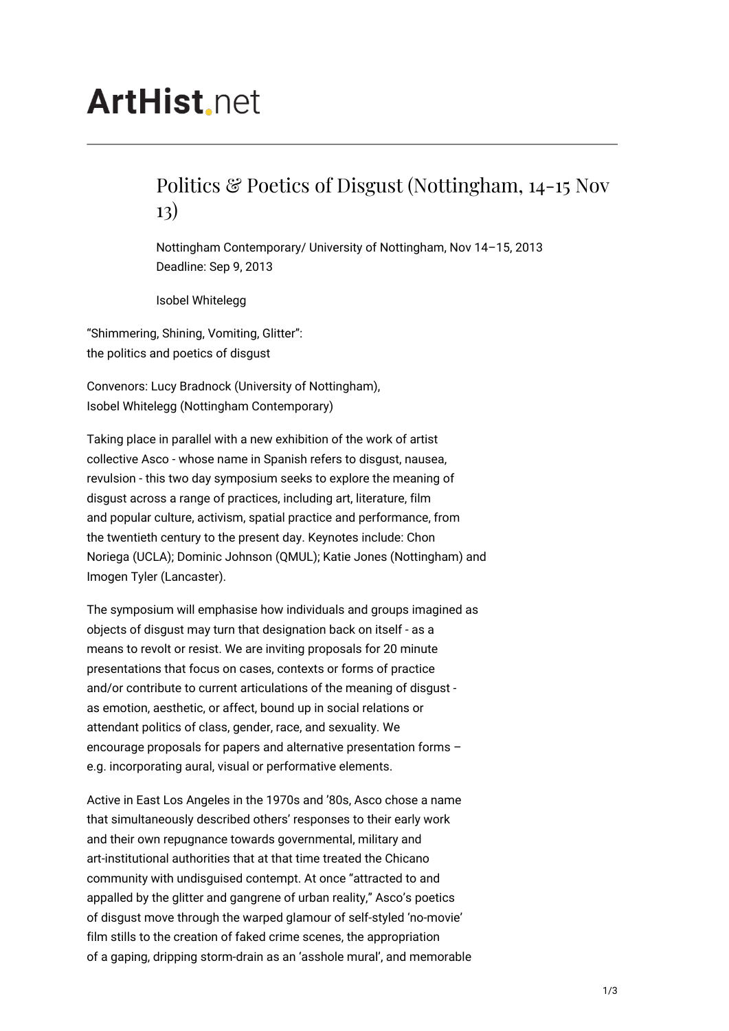# ArtHist.net

## Politics & Poetics of Disgust (Nottingham, 14-15 Nov 13)

Nottingham Contemporary/ University of Nottingham, Nov 14–15, 2013
Deadline: Sep 9, 2013

Isobel Whitelegg

"Shimmering, Shining, Vomiting, Glitter":
the politics and poetics of disgust

Convenors: Lucy Bradnock (University of Nottingham),
Isobel Whitelegg (Nottingham Contemporary)

Taking place in parallel with a new exhibition of the work of artist collective Asco - whose name in Spanish refers to disgust, nausea, revulsion - this two day symposium seeks to explore the meaning of disgust across a range of practices, including art, literature, film and popular culture, activism, spatial practice and performance, from the twentieth century to the present day. Keynotes include: Chon Noriega (UCLA); Dominic Johnson (QMUL); Katie Jones (Nottingham) and Imogen Tyler (Lancaster).

The symposium will emphasise how individuals and groups imagined as objects of disgust may turn that designation back on itself - as a means to revolt or resist. We are inviting proposals for 20 minute presentations that focus on cases, contexts or forms of practice and/or contribute to current articulations of the meaning of disgust - as emotion, aesthetic, or affect, bound up in social relations or attendant politics of class, gender, race, and sexuality. We encourage proposals for papers and alternative presentation forms – e.g. incorporating aural, visual or performative elements.

Active in East Los Angeles in the 1970s and '80s, Asco chose a name that simultaneously described others' responses to their early work and their own repugnance towards governmental, military and art-institutional authorities that at that time treated the Chicano community with undisguised contempt. At once "attracted to and appalled by the glitter and gangrene of urban reality," Asco's poetics of disgust move through the warped glamour of self-styled 'no-movie' film stills to the creation of faked crime scenes, the appropriation of a gaping, dripping storm-drain as an 'asshole mural', and memorable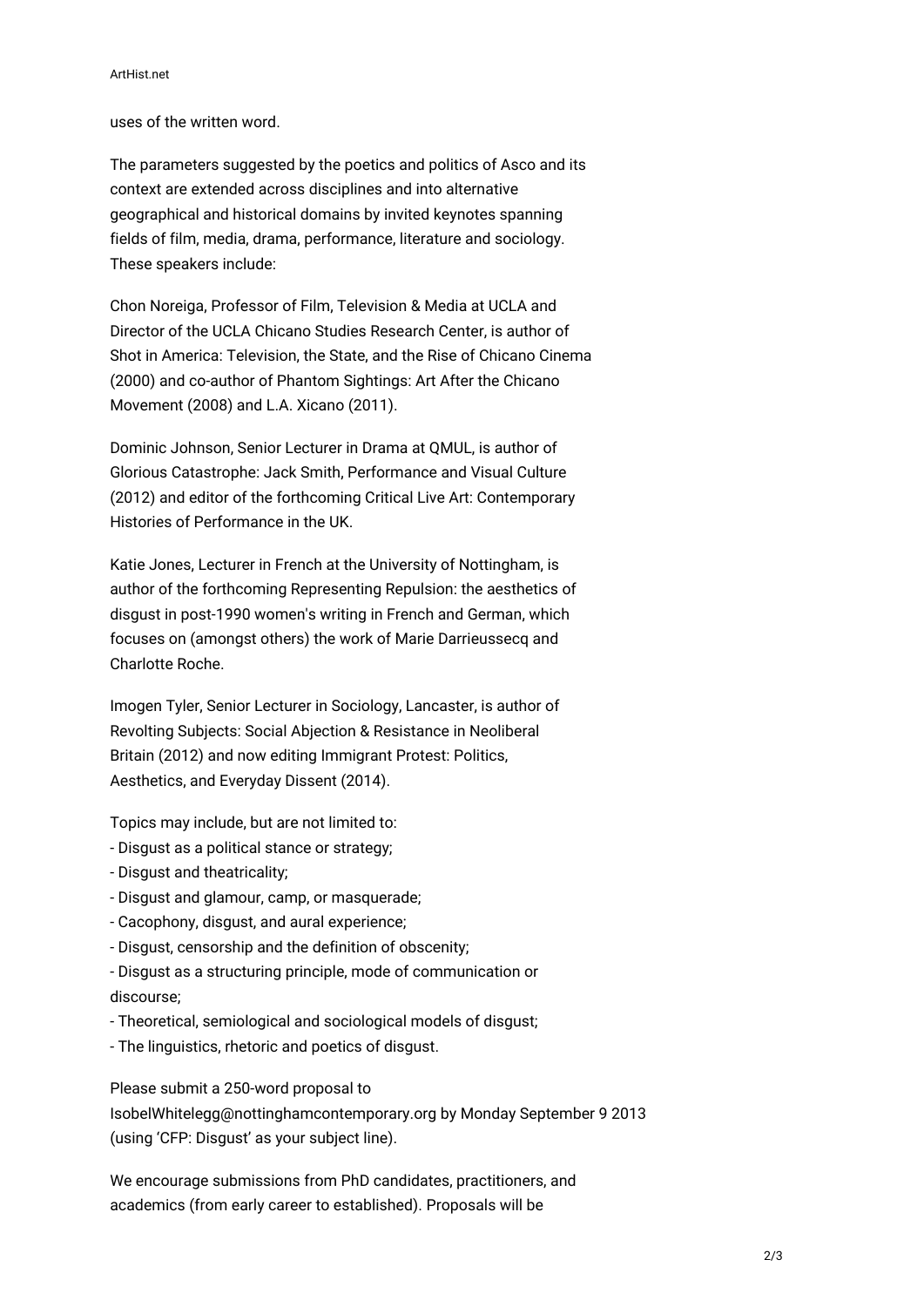uses of the written word.

The parameters suggested by the poetics and politics of Asco and its context are extended across disciplines and into alternative geographical and historical domains by invited keynotes spanning fields of film, media, drama, performance, literature and sociology. These speakers include:

Chon Noreiga, Professor of Film, Television & Media at UCLA and Director of the UCLA Chicano Studies Research Center, is author of Shot in America: Television, the State, and the Rise of Chicano Cinema (2000) and co-author of Phantom Sightings: Art After the Chicano Movement (2008) and L.A. Xicano (2011).

Dominic Johnson, Senior Lecturer in Drama at QMUL, is author of Glorious Catastrophe: Jack Smith, Performance and Visual Culture (2012) and editor of the forthcoming Critical Live Art: Contemporary Histories of Performance in the UK.

Katie Jones, Lecturer in French at the University of Nottingham, is author of the forthcoming Representing Repulsion: the aesthetics of disgust in post-1990 women's writing in French and German, which focuses on (amongst others) the work of Marie Darrieussecq and Charlotte Roche.

Imogen Tyler, Senior Lecturer in Sociology, Lancaster, is author of Revolting Subjects: Social Abjection & Resistance in Neoliberal Britain (2012) and now editing Immigrant Protest: Politics, Aesthetics, and Everyday Dissent (2014).

Topics may include, but are not limited to:
- Disgust as a political stance or strategy;
- Disgust and theatricality;
- Disgust and glamour, camp, or masquerade;
- Cacophony, disgust, and aural experience;
- Disgust, censorship and the definition of obscenity;
- Disgust as a structuring principle, mode of communication or discourse;
- Theoretical, semiological and sociological models of disgust;
- The linguistics, rhetoric and poetics of disgust.

Please submit a 250-word proposal to IsobelWhitelegg@nottinghamcontemporary.org by Monday September 9 2013 (using 'CFP: Disgust' as your subject line).

We encourage submissions from PhD candidates, practitioners, and academics (from early career to established). Proposals will be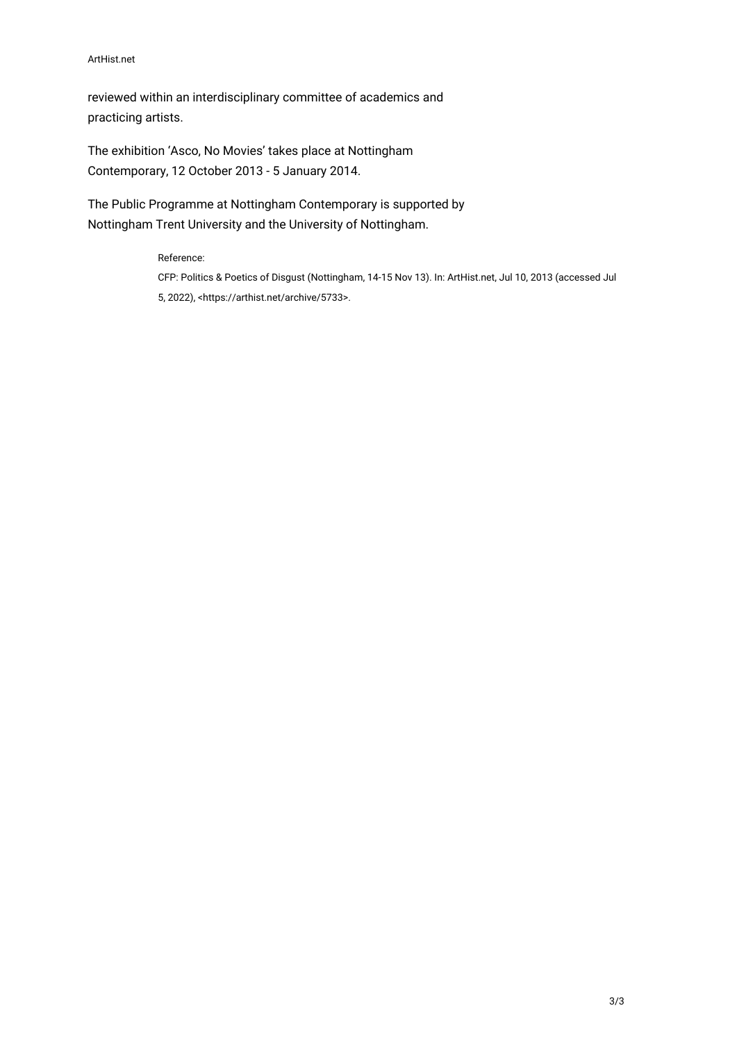reviewed within an interdisciplinary committee of academics and practicing artists.

The exhibition 'Asco, No Movies' takes place at Nottingham Contemporary, 12 October 2013 - 5 January 2014.

The Public Programme at Nottingham Contemporary is supported by Nottingham Trent University and the University of Nottingham.

Reference:

CFP: Politics & Poetics of Disgust (Nottingham, 14-15 Nov 13). In: ArtHist.net, Jul 10, 2013 (accessed Jul 5, 2022), <https://arthist.net/archive/5733>.